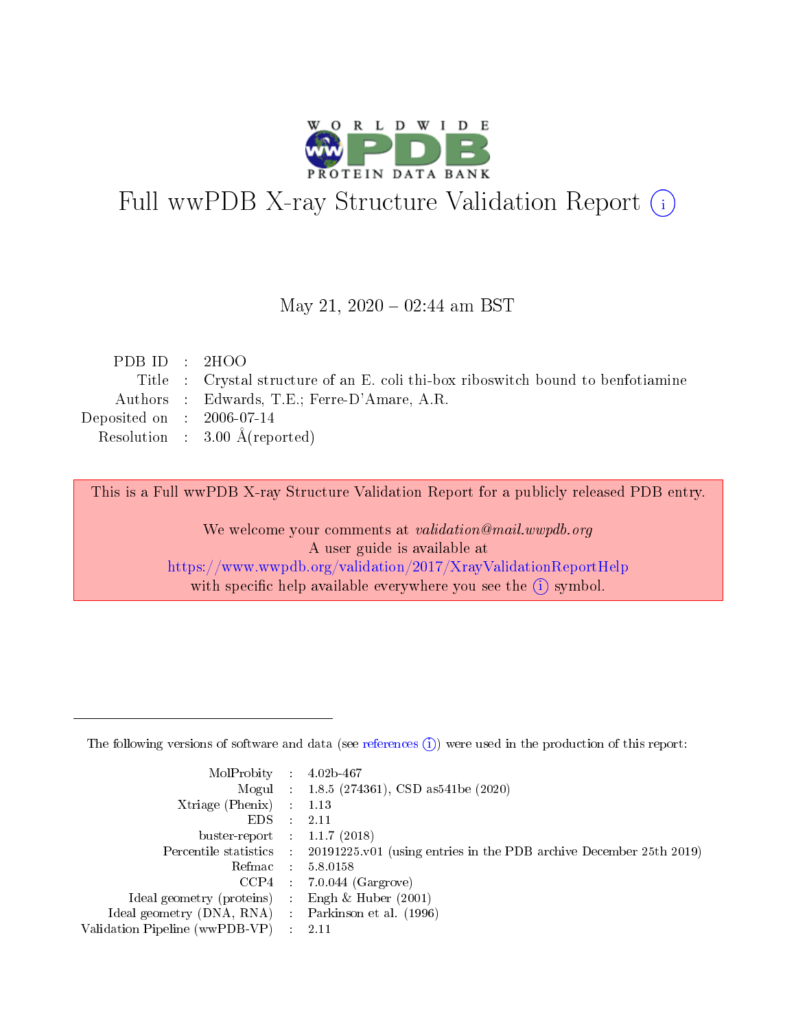# Full wwPDB X-ray Structure Validation Report (i)

May 21, 2020 – 02:44 am BST

| | | |
|---|---|---|
| PDB ID | : | 2HOO |
| Title | : | Crystal structure of an E. coli thi-box riboswitch bound to benfotiamine |
| Authors | : | Edwards, T.E.; Ferre-D'Amare, A.R. |
| Deposited on | : | 2006-07-14 |
| Resolution | : | 3.00 Å(reported) |

This is a Full wwPDB X-ray Structure Validation Report for a publicly released PDB entry.

We welcome your comments at *validation@mail.wwpdb.org*
A user guide is available at
https://www.wwpdb.org/validation/2017/XrayValidationReportHelp
with specific help available everywhere you see the (i) symbol.

The following versions of software and data (see references (i)) were used in the production of this report:

| | | |
|---|---|---|
| MolProbity | : | 4.02b-467 |
| Mogul | : | 1.8.5 (274361), CSD as541be (2020) |
| Xtriage (Phenix) | : | 1.13 |
| EDS | : | 2.11 |
| buster-report | : | 1.1.7 (2018) |
| Percentile statistics | : | 20191225.v01 (using entries in the PDB archive December 25th 2019) |
| Refmac | : | 5.8.0158 |
| CCP4 | : | 7.0.044 (Gargrove) |
| Ideal geometry (proteins) | : | Engh & Huber (2001) |
| Ideal geometry (DNA, RNA) | : | Parkinson et al. (1996) |
| Validation Pipeline (wwPDB-VP) | : | 2.11 |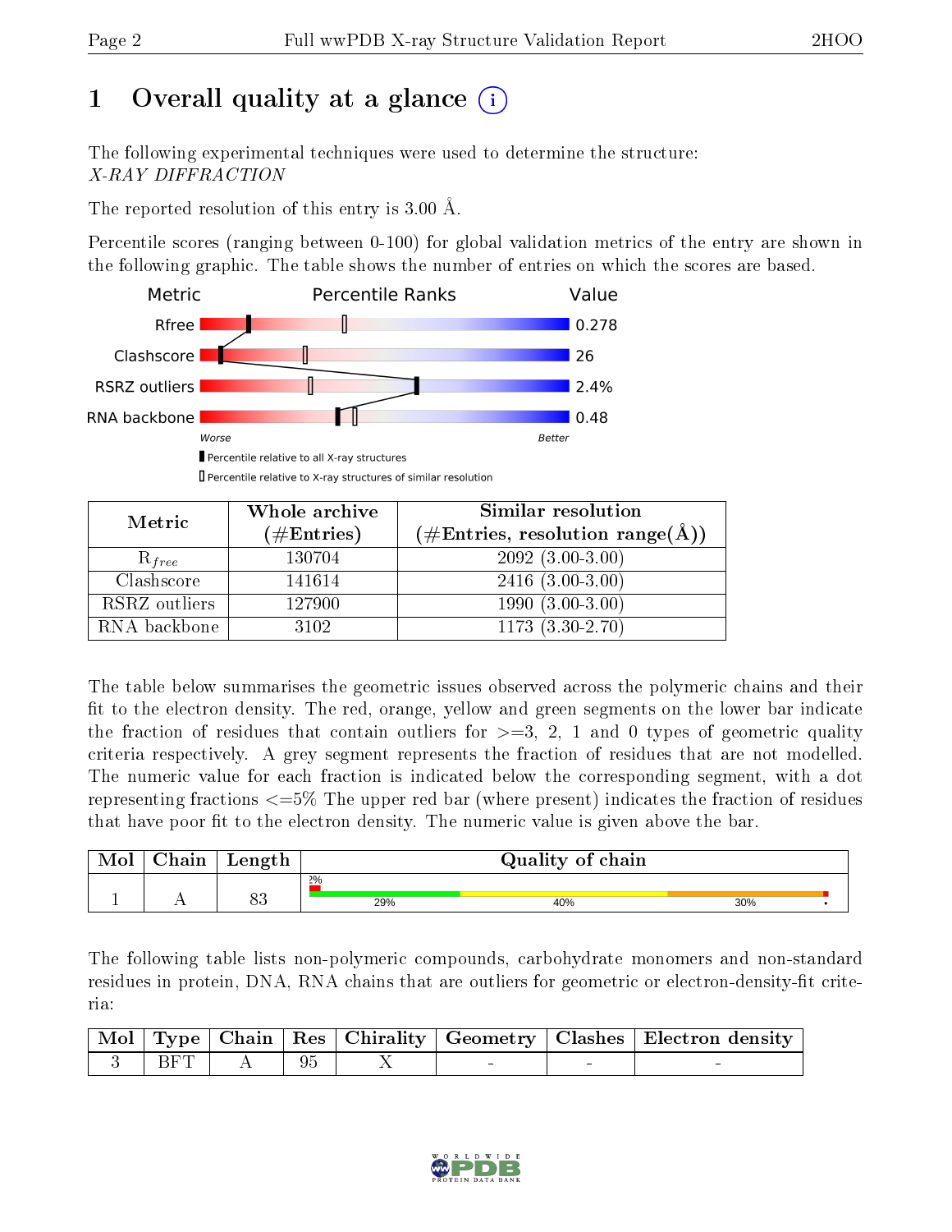# 1 Overall quality at a glance (i)

The following experimental techniques were used to determine the structure: *X-RAY DIFFRACTION*

The reported resolution of this entry is 3.00 Å.

Percentile scores (ranging between 0-100) for global validation metrics of the entry are shown in the following graphic. The table shows the number of entries on which the scores are based.

| Metric | Value |
|---|---|
| Rfree | 0.278 |
| Clashscore | 26 |
| RSRZ outliers | 2.4% |
| RNA backbone | 0.48 |

Worse — Better

Percentile relative to all X-ray structures

Percentile relative to X-ray structures of similar resolution

| Metric | Whole archive (#Entries) | Similar resolution (#Entries, resolution range(Å)) |
|---|---|---|
| $R_{free}$ | 130704 | 2092 (3.00-3.00) |
| Clashscore | 141614 | 2416 (3.00-3.00) |
| RSRZ outliers | 127900 | 1990 (3.00-3.00) |
| RNA backbone | 3102 | 1173 (3.30-2.70) |

The table below summarises the geometric issues observed across the polymeric chains and their fit to the electron density. The red, orange, yellow and green segments on the lower bar indicate the fraction of residues that contain outliers for >=3, 2, 1 and 0 types of geometric quality criteria respectively. A grey segment represents the fraction of residues that are not modelled. The numeric value for each fraction is indicated below the corresponding segment, with a dot representing fractions <=5% The upper red bar (where present) indicates the fraction of residues that have poor fit to the electron density. The numeric value is given above the bar.

| Mol | Chain | Length | Quality of chain |
|---|---|---|---|
| 1 | A | 83 | 2%; 29% · 40% · 30% · • |

The following table lists non-polymeric compounds, carbohydrate monomers and non-standard residues in protein, DNA, RNA chains that are outliers for geometric or electron-density-fit criteria:

| Mol | Type | Chain | Res | Chirality | Geometry | Clashes | Electron density |
|---|---|---|---|---|---|---|---|
| 3 | BFT | A | 95 | X | - | - | - |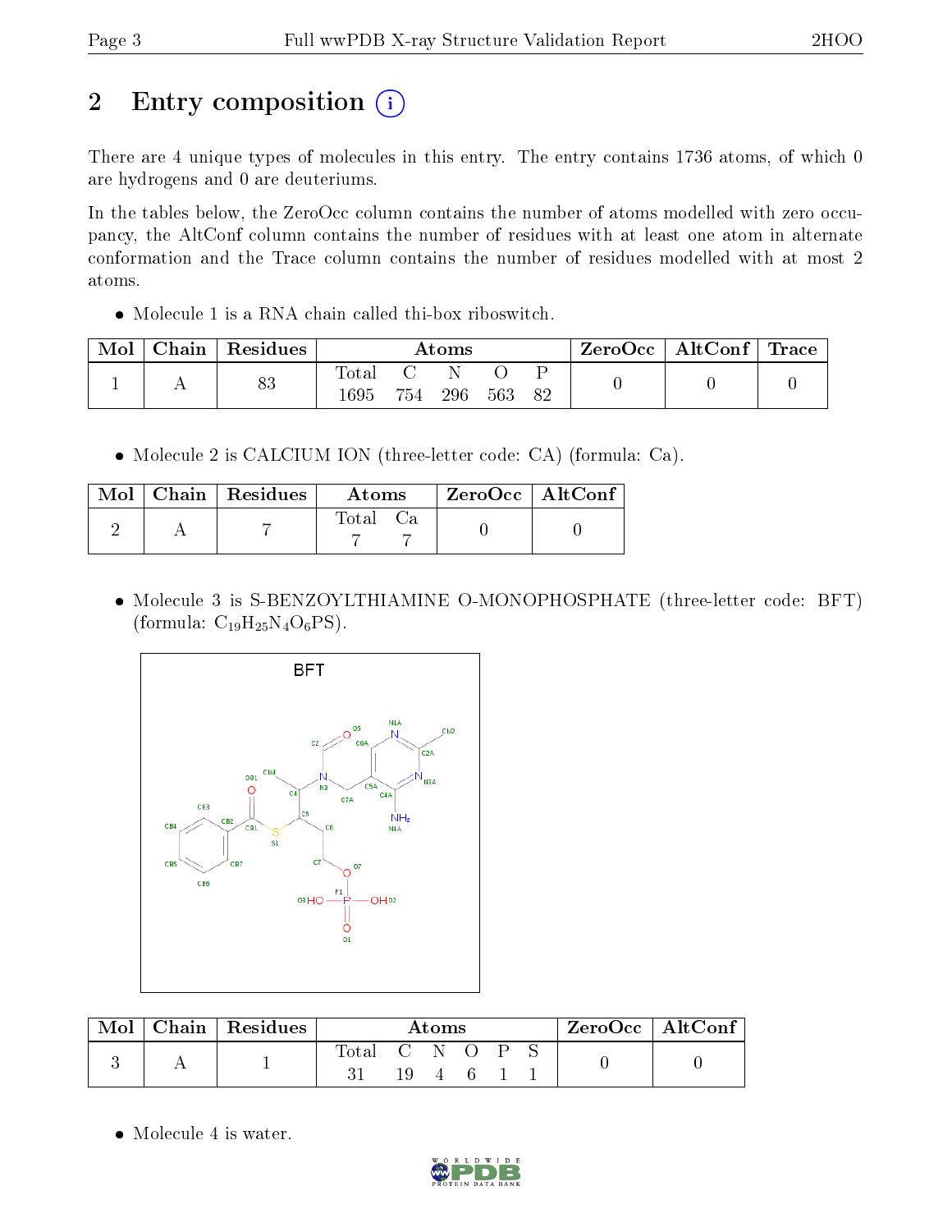# 2 Entry composition

There are 4 unique types of molecules in this entry. The entry contains 1736 atoms, of which 0 are hydrogens and 0 are deuteriums.

In the tables below, the ZeroOcc column contains the number of atoms modelled with zero occupancy, the AltConf column contains the number of residues with at least one atom in alternate conformation and the Trace column contains the number of residues modelled with at most 2 atoms.

- Molecule 1 is a RNA chain called thi-box riboswitch.

| Mol | Chain | Residues | Atoms | | | | | ZeroOcc | AltConf | Trace |
|---|---|---|---|---|---|---|---|---|---|---|
| 1 | A | 83 | Total | C | N | O | P | 0 | 0 | 0 |
| | | | 1695 | 754 | 296 | 563 | 82 | | | |

- Molecule 2 is CALCIUM ION (three-letter code: CA) (formula: Ca).

| Mol | Chain | Residues | Atoms | | ZeroOcc | AltConf |
|---|---|---|---|---|---|---|
| 2 | A | 7 | Total | Ca | 0 | 0 |
| | | | 7 | 7 | | |

- Molecule 3 is S-BENZOYLTHIAMINE O-MONOPHOSPHATE (three-letter code: BFT) (formula: $C_{19}H_{25}N_4O_6PS$).

| Mol | Chain | Residues | Atoms | | | | | | ZeroOcc | AltConf |
|---|---|---|---|---|---|---|---|---|---|---|
| 3 | A | 1 | Total | C | N | O | P | S | 0 | 0 |
| | | | 31 | 19 | 4 | 6 | 1 | 1 | | |

- Molecule 4 is water.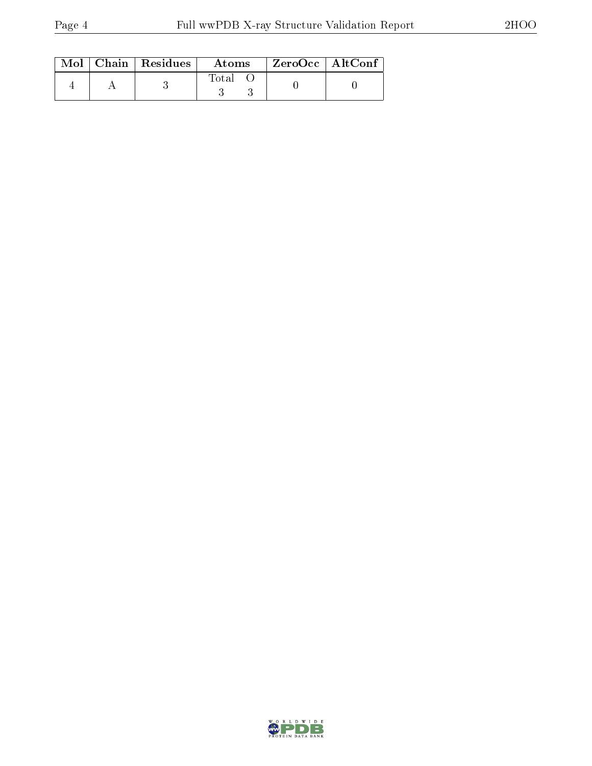| Mol | Chain | Residues | Atoms | | ZeroOcc | AltConf |
|---|---|---|---|---|---|---|
| | | | Total | O | | |
| 4 | A | 3 | 3 | 3 | 0 | 0 |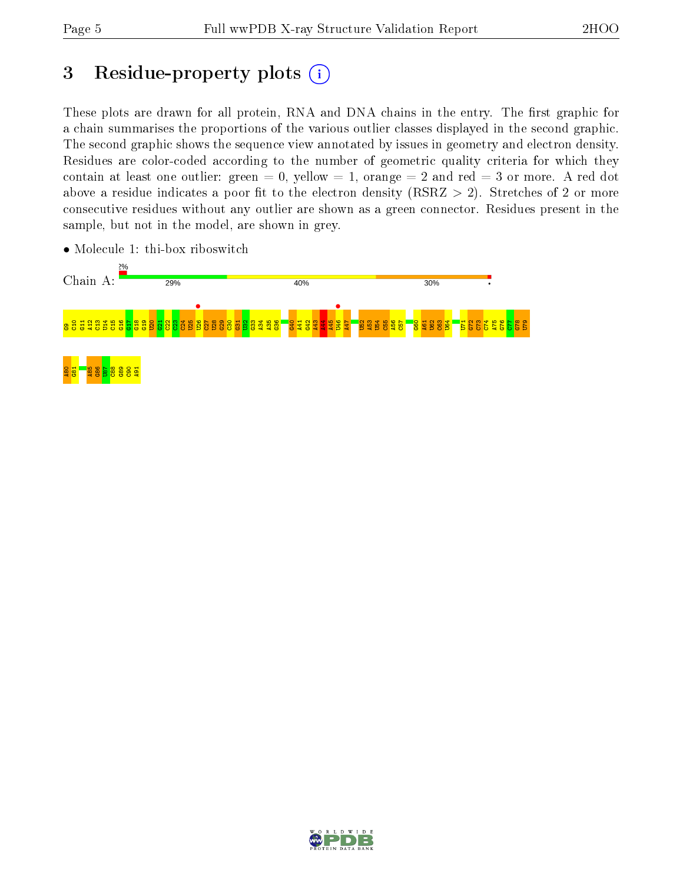# 3 Residue-property plots

These plots are drawn for all protein, RNA and DNA chains in the entry. The first graphic for a chain summarises the proportions of the various outlier classes displayed in the second graphic. The second graphic shows the sequence view annotated by issues in geometry and electron density. Residues are color-coded according to the number of geometric quality criteria for which they contain at least one outlier: green = 0, yellow = 1, orange = 2 and red = 3 or more. A red dot above a residue indicates a poor fit to the electron density (RSRZ > 2). Stretches of 2 or more consecutive residues without any outlier are shown as a green connector. Residues present in the sample, but not in the model, are shown in grey.

- Molecule 1: thi-box riboswitch

Chain A: 2% | 29% | 40% | 30% | •

G9 C10 G11 A12 C13 U14 C15 G16 G17 G18 G19 U20 G21 C22 C23 C24 U25 U26 C27 U28 G29 C30 G31 U32 G33 A34 A35 G36 G40 A41 G42 A43 A44 A45 U46 A47 U52 A53 U54 C55 A56 C57 G60 A61 U62 C63 U64 U71 G72 C73 C74 A75 G76 C77 G78 U79 A80 G81 A85 G86 U87 C88 G89 C90 A91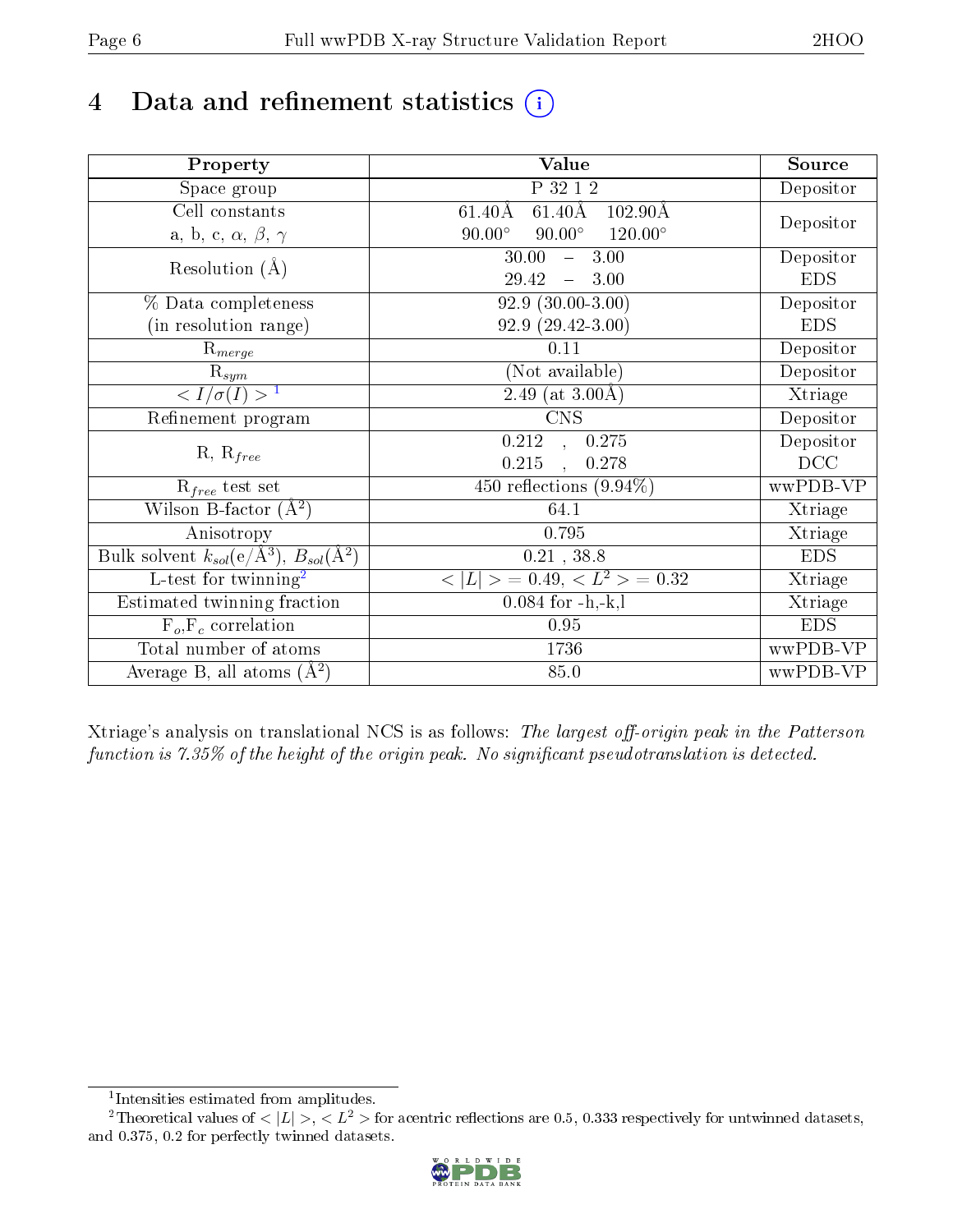# 4 Data and refinement statistics

| Property | Value | Source |
|---|---|---|
| Space group | P 32 1 2 | Depositor |
| Cell constants<br>a, b, c, $\alpha$, $\beta$, $\gamma$ | 61.40Å 61.40Å 102.90Å<br>90.00° 90.00° 120.00° | Depositor |
| Resolution (Å) | 30.00 – 3.00<br>29.42 – 3.00 | Depositor<br>EDS |
| % Data completeness<br>(in resolution range) | 92.9 (30.00-3.00)<br>92.9 (29.42-3.00) | Depositor<br>EDS |
| $R_{merge}$ | 0.11 | Depositor |
| $R_{sym}$ | (Not available) | Depositor |
| $< I/\sigma(I) >$ [1] | 2.49 (at 3.00Å) | Xtriage |
| Refinement program | CNS | Depositor |
| R, $R_{free}$ | 0.212 , 0.275<br>0.215 , 0.278 | Depositor<br>DCC |
| $R_{free}$ test set | 450 reflections (9.94%) | wwPDB-VP |
| Wilson B-factor (Å$^2$) | 64.1 | Xtriage |
| Anisotropy | 0.795 | Xtriage |
| Bulk solvent $k_{sol}$(e/Å$^3$), $B_{sol}$(Å$^2$) | 0.21 , 38.8 | EDS |
| L-test for twinning[2] | $< \|L\| >$ = 0.49, $< L^2 >$ = 0.32 | Xtriage |
| Estimated twinning fraction | 0.084 for -h,-k,l | Xtriage |
| $F_o$,$F_c$ correlation | 0.95 | EDS |
| Total number of atoms | 1736 | wwPDB-VP |
| Average B, all atoms (Å$^2$) | 85.0 | wwPDB-VP |

Xtriage's analysis on translational NCS is as follows: *The largest off-origin peak in the Patterson function is 7.35% of the height of the origin peak. No significant pseudotranslation is detected.*

[1] Intensities estimated from amplitudes.

[2] Theoretical values of $< |L| >$, $< L^2 >$ for acentric reflections are 0.5, 0.333 respectively for untwinned datasets, and 0.375, 0.2 for perfectly twinned datasets.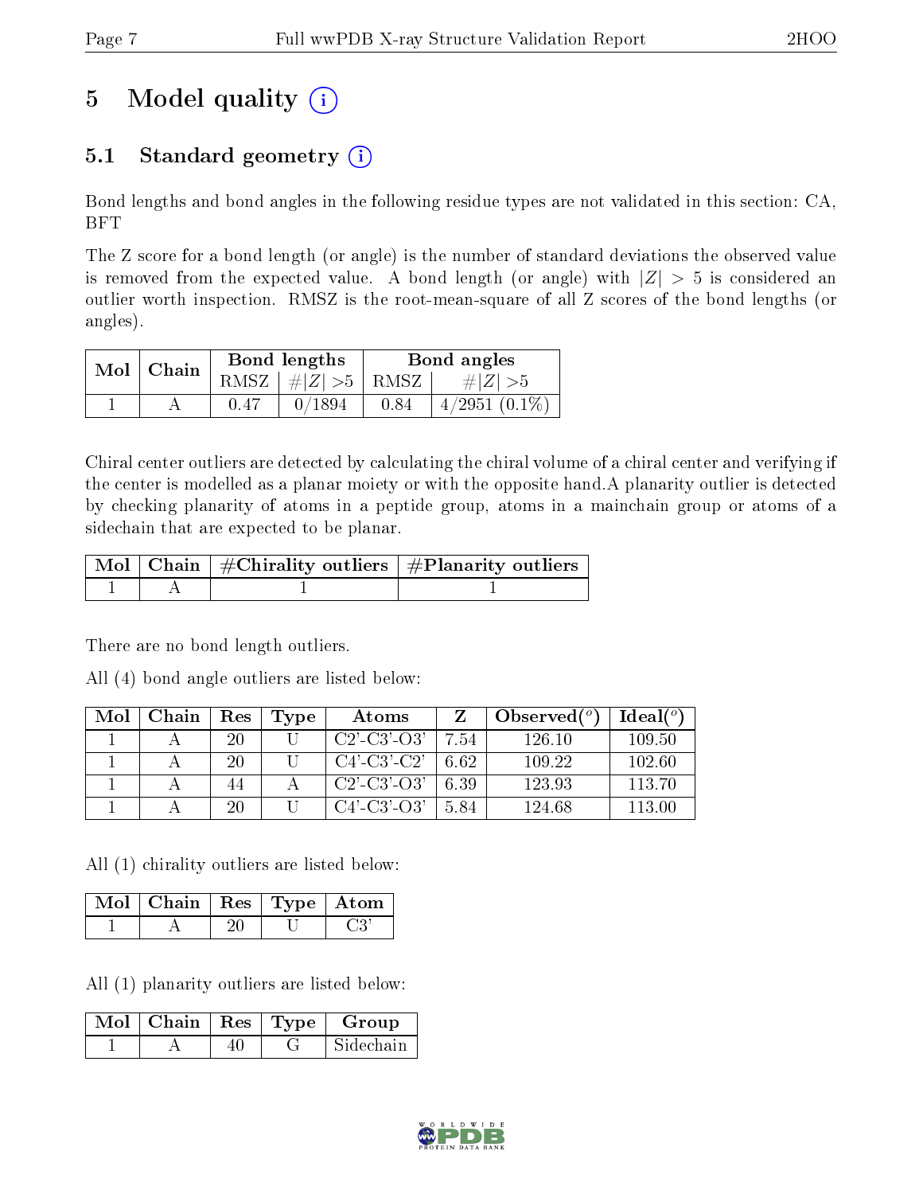# 5 Model quality (i)

## 5.1 Standard geometry (i)

Bond lengths and bond angles in the following residue types are not validated in this section: CA, BFT

The Z score for a bond length (or angle) is the number of standard deviations the observed value is removed from the expected value. A bond length (or angle) with $|Z| > 5$ is considered an outlier worth inspection. RMSZ is the root-mean-square of all Z scores of the bond lengths (or angles).

| Mol | Chain | Bond lengths | | Bond angles | |
|---|---|---|---|---|---|
| | | RMSZ | #$\|Z\|$ >5 | RMSZ | #$\|Z\|$ >5 |
| 1 | A | 0.47 | 0/1894 | 0.84 | 4/2951 (0.1%) |

Chiral center outliers are detected by calculating the chiral volume of a chiral center and verifying if the center is modelled as a planar moiety or with the opposite hand.A planarity outlier is detected by checking planarity of atoms in a peptide group, atoms in a mainchain group or atoms of a sidechain that are expected to be planar.

| Mol | Chain | #Chirality outliers | #Planarity outliers |
|---|---|---|---|
| 1 | A | 1 | 1 |

There are no bond length outliers.

All (4) bond angle outliers are listed below:

| Mol | Chain | Res | Type | Atoms | Z | Observed(°) | Ideal(°) |
|---|---|---|---|---|---|---|---|
| 1 | A | 20 | U | C2'-C3'-O3' | 7.54 | 126.10 | 109.50 |
| 1 | A | 20 | U | C4'-C3'-C2' | 6.62 | 109.22 | 102.60 |
| 1 | A | 44 | A | C2'-C3'-O3' | 6.39 | 123.93 | 113.70 |
| 1 | A | 20 | U | C4'-C3'-O3' | 5.84 | 124.68 | 113.00 |

All (1) chirality outliers are listed below:

| Mol | Chain | Res | Type | Atom |
|---|---|---|---|---|
| 1 | A | 20 | U | C3' |

All (1) planarity outliers are listed below:

| Mol | Chain | Res | Type | Group |
|---|---|---|---|---|
| 1 | A | 40 | G | Sidechain |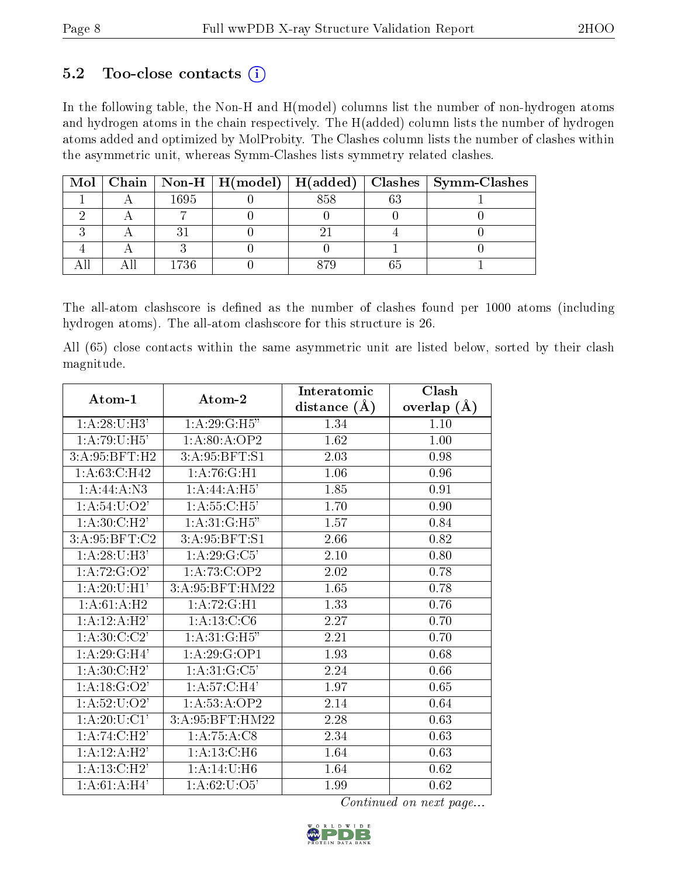## 5.2 Too-close contacts (i)

In the following table, the Non-H and H(model) columns list the number of non-hydrogen atoms and hydrogen atoms in the chain respectively. The H(added) column lists the number of hydrogen atoms added and optimized by MolProbity. The Clashes column lists the number of clashes within the asymmetric unit, whereas Symm-Clashes lists symmetry related clashes.

| Mol | Chain | Non-H | H(model) | H(added) | Clashes | Symm-Clashes |
|---|---|---|---|---|---|---|
| 1 | A | 1695 | 0 | 858 | 63 | 1 |
| 2 | A | 7 | 0 | 0 | 0 | 0 |
| 3 | A | 31 | 0 | 21 | 4 | 0 |
| 4 | A | 3 | 0 | 0 | 1 | 0 |
| All | All | 1736 | 0 | 879 | 65 | 1 |

The all-atom clashscore is defined as the number of clashes found per 1000 atoms (including hydrogen atoms). The all-atom clashscore for this structure is 26.

All (65) close contacts within the same asymmetric unit are listed below, sorted by their clash magnitude.

| Atom-1 | Atom-2 | Interatomic distance (Å) | Clash overlap (Å) |
|---|---|---|---|
| 1:A:28:U:H3' | 1:A:29:G:H5" | 1.34 | 1.10 |
| 1:A:79:U:H5' | 1:A:80:A:OP2 | 1.62 | 1.00 |
| 3:A:95:BFT:H2 | 3:A:95:BFT:S1 | 2.03 | 0.98 |
| 1:A:63:C:H42 | 1:A:76:G:H1 | 1.06 | 0.96 |
| 1:A:44:A:N3 | 1:A:44:A:H5' | 1.85 | 0.91 |
| 1:A:54:U:O2' | 1:A:55:C:H5' | 1.70 | 0.90 |
| 1:A:30:C:H2' | 1:A:31:G:H5" | 1.57 | 0.84 |
| 3:A:95:BFT:C2 | 3:A:95:BFT:S1 | 2.66 | 0.82 |
| 1:A:28:U:H3' | 1:A:29:G:C5' | 2.10 | 0.80 |
| 1:A:72:G:O2' | 1:A:73:C:OP2 | 2.02 | 0.78 |
| 1:A:20:U:H1' | 3:A:95:BFT:HM22 | 1.65 | 0.78 |
| 1:A:61:A:H2 | 1:A:72:G:H1 | 1.33 | 0.76 |
| 1:A:12:A:H2' | 1:A:13:C:C6 | 2.27 | 0.70 |
| 1:A:30:C:C2' | 1:A:31:G:H5" | 2.21 | 0.70 |
| 1:A:29:G:H4' | 1:A:29:G:OP1 | 1.93 | 0.68 |
| 1:A:30:C:H2' | 1:A:31:G:C5' | 2.24 | 0.66 |
| 1:A:18:G:O2' | 1:A:57:C:H4' | 1.97 | 0.65 |
| 1:A:52:U:O2' | 1:A:53:A:OP2 | 2.14 | 0.64 |
| 1:A:20:U:C1' | 3:A:95:BFT:HM22 | 2.28 | 0.63 |
| 1:A:74:C:H2' | 1:A:75:A:C8 | 2.34 | 0.63 |
| 1:A:12:A:H2' | 1:A:13:C:H6 | 1.64 | 0.63 |
| 1:A:13:C:H2' | 1:A:14:U:H6 | 1.64 | 0.62 |
| 1:A:61:A:H4' | 1:A:62:U:O5' | 1.99 | 0.62 |

*Continued on next page...*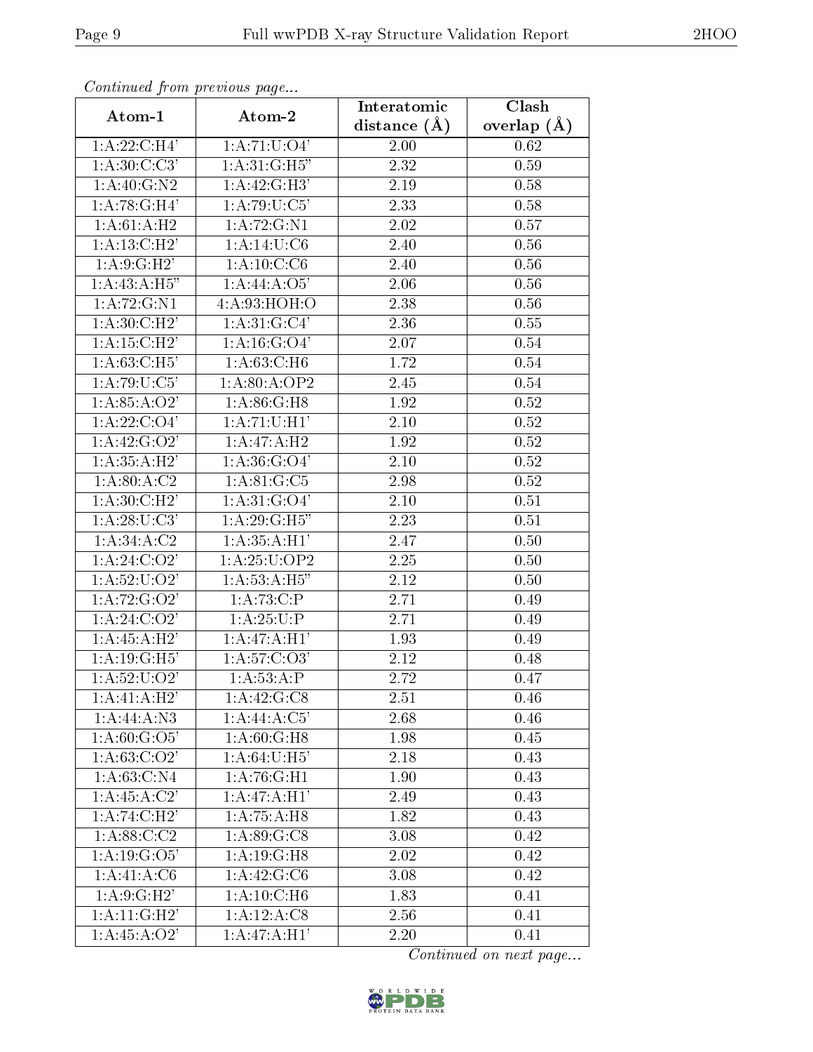*Continued from previous page...*

| Atom-1 | Atom-2 | Interatomic distance (Å) | Clash overlap (Å) |
|---|---|---|---|
| 1:A:22:C:H4' | 1:A:71:U:O4' | 2.00 | 0.62 |
| 1:A:30:C:C3' | 1:A:31:G:H5" | 2.32 | 0.59 |
| 1:A:40:G:N2 | 1:A:42:G:H3' | 2.19 | 0.58 |
| 1:A:78:G:H4' | 1:A:79:U:C5' | 2.33 | 0.58 |
| 1:A:61:A:H2 | 1:A:72:G:N1 | 2.02 | 0.57 |
| 1:A:13:C:H2' | 1:A:14:U:C6 | 2.40 | 0.56 |
| 1:A:9:G:H2' | 1:A:10:C:C6 | 2.40 | 0.56 |
| 1:A:43:A:H5" | 1:A:44:A:O5' | 2.06 | 0.56 |
| 1:A:72:G:N1 | 4:A:93:HOH:O | 2.38 | 0.56 |
| 1:A:30:C:H2' | 1:A:31:G:C4' | 2.36 | 0.55 |
| 1:A:15:C:H2' | 1:A:16:G:O4' | 2.07 | 0.54 |
| 1:A:63:C:H5' | 1:A:63:C:H6 | 1.72 | 0.54 |
| 1:A:79:U:C5' | 1:A:80:A:OP2 | 2.45 | 0.54 |
| 1:A:85:A:O2' | 1:A:86:G:H8 | 1.92 | 0.52 |
| 1:A:22:C:O4' | 1:A:71:U:H1' | 2.10 | 0.52 |
| 1:A:42:G:O2' | 1:A:47:A:H2 | 1.92 | 0.52 |
| 1:A:35:A:H2' | 1:A:36:G:O4' | 2.10 | 0.52 |
| 1:A:80:A:C2 | 1:A:81:G:C5 | 2.98 | 0.52 |
| 1:A:30:C:H2' | 1:A:31:G:O4' | 2.10 | 0.51 |
| 1:A:28:U:C3' | 1:A:29:G:H5" | 2.23 | 0.51 |
| 1:A:34:A:C2 | 1:A:35:A:H1' | 2.47 | 0.50 |
| 1:A:24:C:O2' | 1:A:25:U:OP2 | 2.25 | 0.50 |
| 1:A:52:U:O2' | 1:A:53:A:H5" | 2.12 | 0.50 |
| 1:A:72:G:O2' | 1:A:73:C:P | 2.71 | 0.49 |
| 1:A:24:C:O2' | 1:A:25:U:P | 2.71 | 0.49 |
| 1:A:45:A:H2' | 1:A:47:A:H1' | 1.93 | 0.49 |
| 1:A:19:G:H5' | 1:A:57:C:O3' | 2.12 | 0.48 |
| 1:A:52:U:O2' | 1:A:53:A:P | 2.72 | 0.47 |
| 1:A:41:A:H2' | 1:A:42:G:C8 | 2.51 | 0.46 |
| 1:A:44:A:N3 | 1:A:44:A:C5' | 2.68 | 0.46 |
| 1:A:60:G:O5' | 1:A:60:G:H8 | 1.98 | 0.45 |
| 1:A:63:C:O2' | 1:A:64:U:H5' | 2.18 | 0.43 |
| 1:A:63:C:N4 | 1:A:76:G:H1 | 1.90 | 0.43 |
| 1:A:45:A:C2' | 1:A:47:A:H1' | 2.49 | 0.43 |
| 1:A:74:C:H2' | 1:A:75:A:H8 | 1.82 | 0.43 |
| 1:A:88:C:C2 | 1:A:89:G:C8 | 3.08 | 0.42 |
| 1:A:19:G:O5' | 1:A:19:G:H8 | 2.02 | 0.42 |
| 1:A:41:A:C6 | 1:A:42:G:C6 | 3.08 | 0.42 |
| 1:A:9:G:H2' | 1:A:10:C:H6 | 1.83 | 0.41 |
| 1:A:11:G:H2' | 1:A:12:A:C8 | 2.56 | 0.41 |
| 1:A:45:A:O2' | 1:A:47:A:H1' | 2.20 | 0.41 |

*Continued on next page...*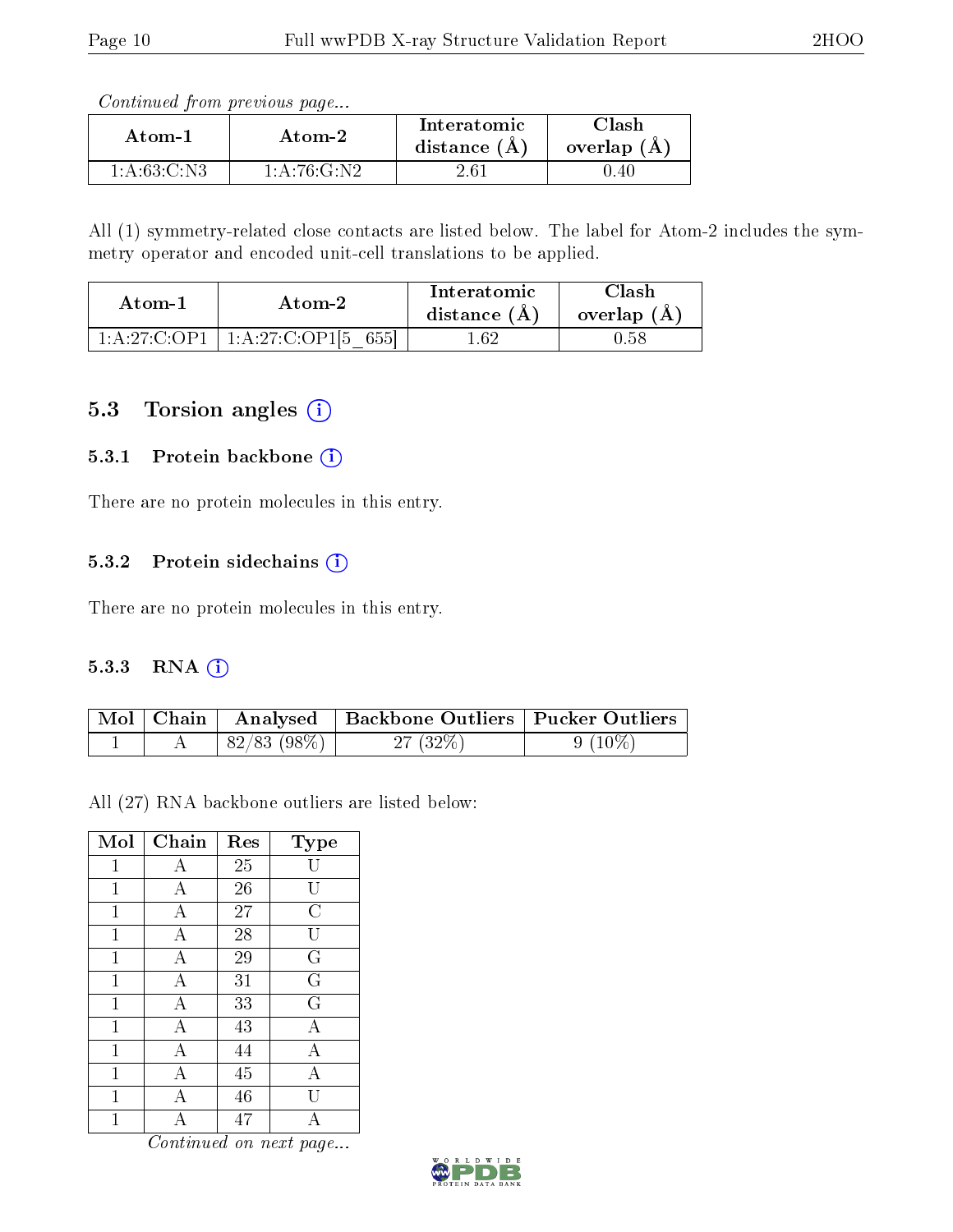*Continued from previous page...*

| Atom-1 | Atom-2 | Interatomic distance (Å) | Clash overlap (Å) |
|---|---|---|---|
| 1:A:63:C:N3 | 1:A:76:G:N2 | 2.61 | 0.40 |

All (1) symmetry-related close contacts are listed below. The label for Atom-2 includes the symmetry operator and encoded unit-cell translations to be applied.

| Atom-1 | Atom-2 | Interatomic distance (Å) | Clash overlap (Å) |
|---|---|---|---|
| 1:A:27:C:OP1 | 1:A:27:C:OP1[5_655] | 1.62 | 0.58 |

## 5.3 Torsion angles

### 5.3.1 Protein backbone

There are no protein molecules in this entry.

### 5.3.2 Protein sidechains

There are no protein molecules in this entry.

### 5.3.3 RNA

| Mol | Chain | Analysed | Backbone Outliers | Pucker Outliers |
|---|---|---|---|---|
| 1 | A | 82/83 (98%) | 27 (32%) | 9 (10%) |

All (27) RNA backbone outliers are listed below:

| Mol | Chain | Res | Type |
|---|---|---|---|
| 1 | A | 25 | U |
| 1 | A | 26 | U |
| 1 | A | 27 | C |
| 1 | A | 28 | U |
| 1 | A | 29 | G |
| 1 | A | 31 | G |
| 1 | A | 33 | G |
| 1 | A | 43 | A |
| 1 | A | 44 | A |
| 1 | A | 45 | A |
| 1 | A | 46 | U |
| 1 | A | 47 | A |

*Continued on next page...*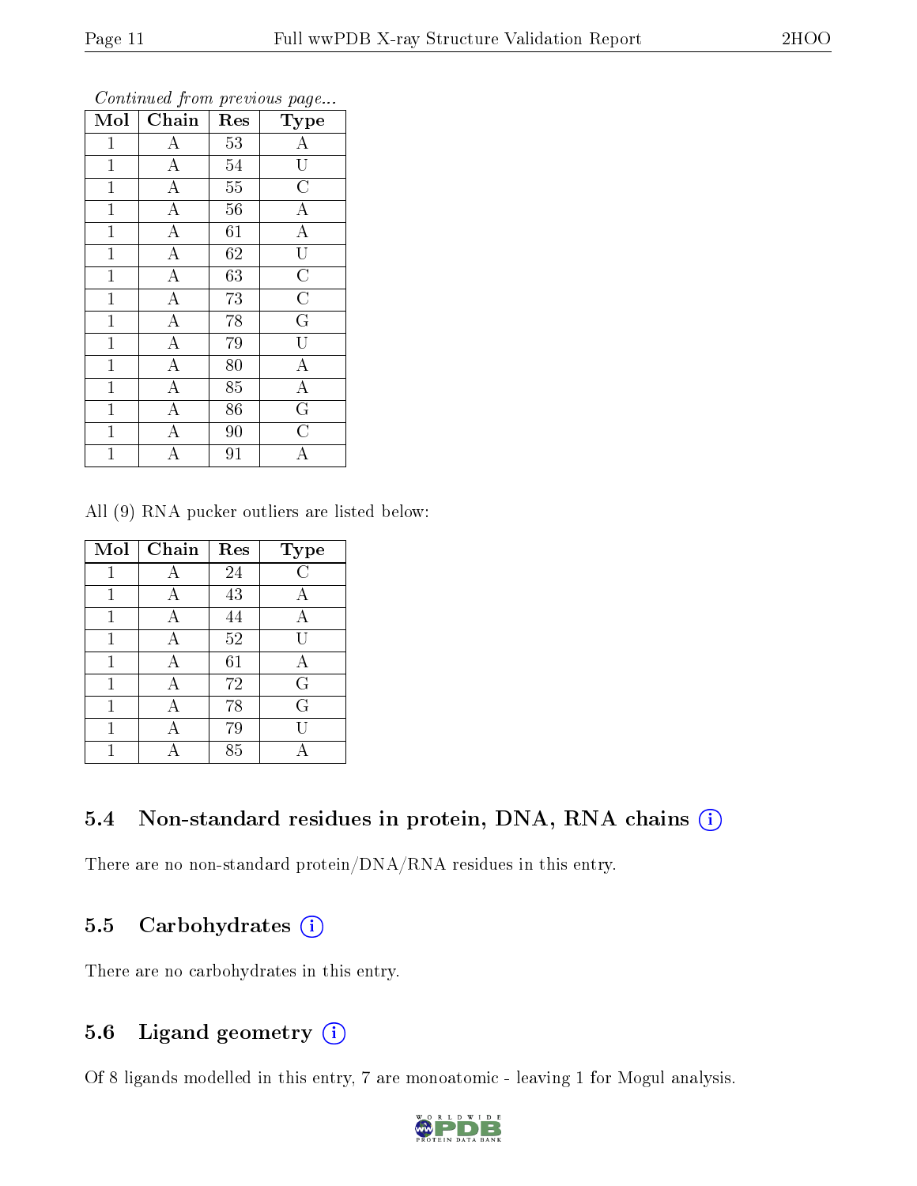*Continued from previous page...*

| Mol | Chain | Res | Type |
|---|---|---|---|
| 1 | A | 53 | A |
| 1 | A | 54 | U |
| 1 | A | 55 | C |
| 1 | A | 56 | A |
| 1 | A | 61 | A |
| 1 | A | 62 | U |
| 1 | A | 63 | C |
| 1 | A | 73 | C |
| 1 | A | 78 | G |
| 1 | A | 79 | U |
| 1 | A | 80 | A |
| 1 | A | 85 | A |
| 1 | A | 86 | G |
| 1 | A | 90 | C |
| 1 | A | 91 | A |

All (9) RNA pucker outliers are listed below:

| Mol | Chain | Res | Type |
|---|---|---|---|
| 1 | A | 24 | C |
| 1 | A | 43 | A |
| 1 | A | 44 | A |
| 1 | A | 52 | U |
| 1 | A | 61 | A |
| 1 | A | 72 | G |
| 1 | A | 78 | G |
| 1 | A | 79 | U |
| 1 | A | 85 | A |

### 5.4 Non-standard residues in protein, DNA, RNA chains (i)

There are no non-standard protein/DNA/RNA residues in this entry.

### 5.5 Carbohydrates (i)

There are no carbohydrates in this entry.

### 5.6 Ligand geometry (i)

Of 8 ligands modelled in this entry, 7 are monoatomic - leaving 1 for Mogul analysis.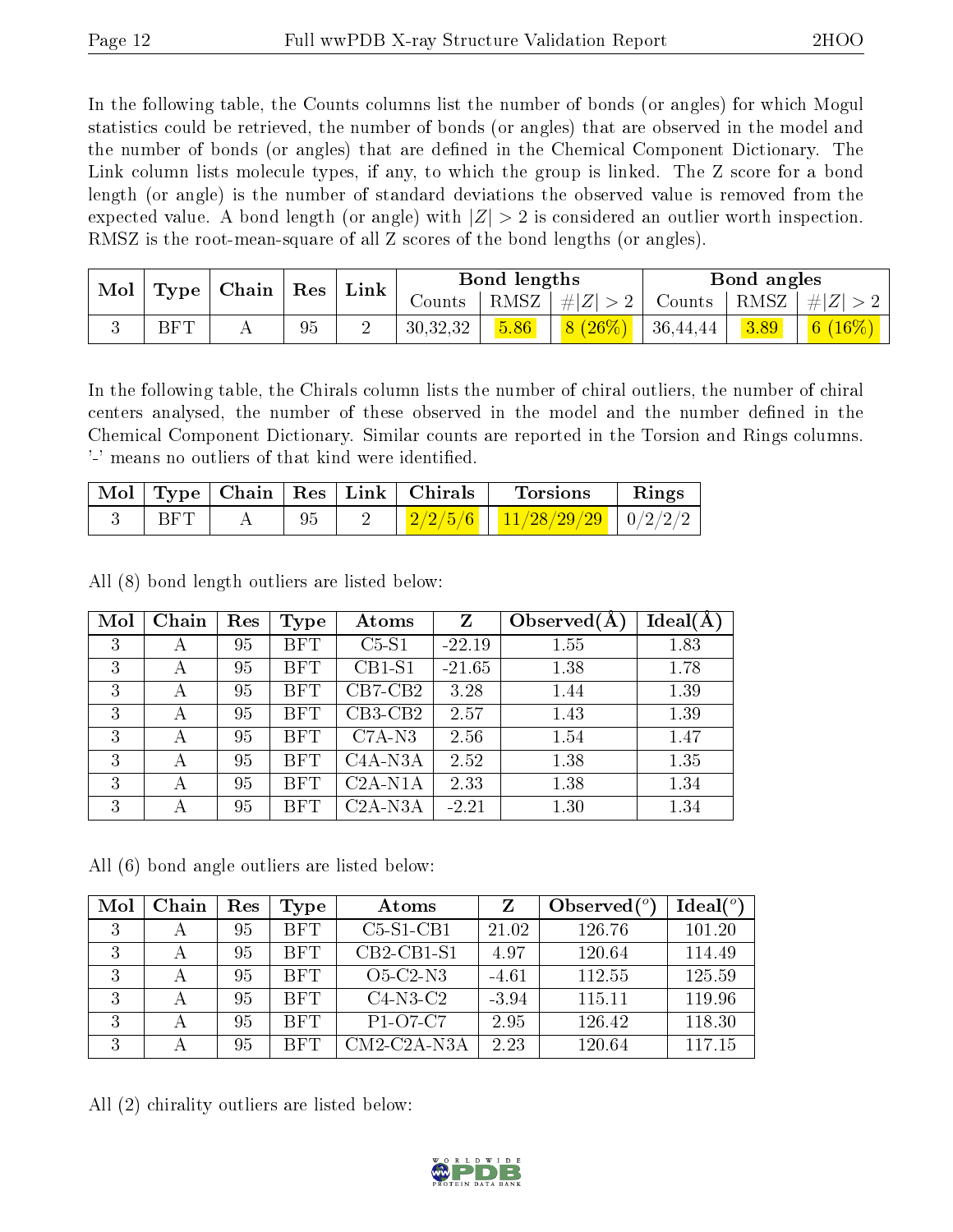In the following table, the Counts columns list the number of bonds (or angles) for which Mogul statistics could be retrieved, the number of bonds (or angles) that are observed in the model and the number of bonds (or angles) that are defined in the Chemical Component Dictionary. The Link column lists molecule types, if any, to which the group is linked. The Z score for a bond length (or angle) is the number of standard deviations the observed value is removed from the expected value. A bond length (or angle) with $|Z| > 2$ is considered an outlier worth inspection. RMSZ is the root-mean-square of all Z scores of the bond lengths (or angles).

| Mol | Type | Chain | Res | Link | Bond lengths | | | Bond angles | | |
|---|---|---|---|---|---|---|---|---|---|---|
| | | | | | Counts | RMSZ | $\#\|Z\| > 2$ | Counts | RMSZ | $\#\|Z\| > 2$ |
| 3 | BFT | A | 95 | 2 | 30,32,32 | 5.86 | 8 (26%) | 36,44,44 | 3.89 | 6 (16%) |

In the following table, the Chirals column lists the number of chiral outliers, the number of chiral centers analysed, the number of these observed in the model and the number defined in the Chemical Component Dictionary. Similar counts are reported in the Torsion and Rings columns. '-' means no outliers of that kind were identified.

| Mol | Type | Chain | Res | Link | Chirals | Torsions | Rings |
|---|---|---|---|---|---|---|---|
| 3 | BFT | A | 95 | 2 | 2/2/5/6 | 11/28/29/29 | 0/2/2/2 |

All (8) bond length outliers are listed below:

| Mol | Chain | Res | Type | Atoms | Z | Observed(Å) | Ideal(Å) |
|---|---|---|---|---|---|---|---|
| 3 | A | 95 | BFT | C5-S1 | -22.19 | 1.55 | 1.83 |
| 3 | A | 95 | BFT | CB1-S1 | -21.65 | 1.38 | 1.78 |
| 3 | A | 95 | BFT | CB7-CB2 | 3.28 | 1.44 | 1.39 |
| 3 | A | 95 | BFT | CB3-CB2 | 2.57 | 1.43 | 1.39 |
| 3 | A | 95 | BFT | C7A-N3 | 2.56 | 1.54 | 1.47 |
| 3 | A | 95 | BFT | C4A-N3A | 2.52 | 1.38 | 1.35 |
| 3 | A | 95 | BFT | C2A-N1A | 2.33 | 1.38 | 1.34 |
| 3 | A | 95 | BFT | C2A-N3A | -2.21 | 1.30 | 1.34 |

All (6) bond angle outliers are listed below:

| Mol | Chain | Res | Type | Atoms | Z | Observed(°) | Ideal(°) |
|---|---|---|---|---|---|---|---|
| 3 | A | 95 | BFT | C5-S1-CB1 | 21.02 | 126.76 | 101.20 |
| 3 | A | 95 | BFT | CB2-CB1-S1 | 4.97 | 120.64 | 114.49 |
| 3 | A | 95 | BFT | O5-C2-N3 | -4.61 | 112.55 | 125.59 |
| 3 | A | 95 | BFT | C4-N3-C2 | -3.94 | 115.11 | 119.96 |
| 3 | A | 95 | BFT | P1-O7-C7 | 2.95 | 126.42 | 118.30 |
| 3 | A | 95 | BFT | CM2-C2A-N3A | 2.23 | 120.64 | 117.15 |

All (2) chirality outliers are listed below: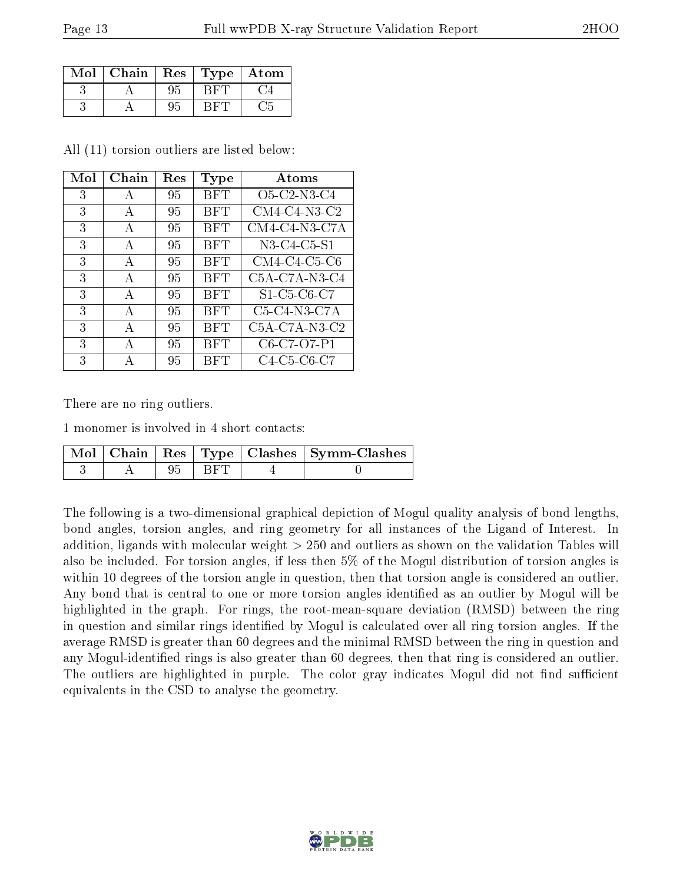| Mol | Chain | Res | Type | Atom |
| --- | --- | --- | --- | --- |
| 3 | A | 95 | BFT | C4 |
| 3 | A | 95 | BFT | C5 |

All (11) torsion outliers are listed below:

| Mol | Chain | Res | Type | Atoms |
| --- | --- | --- | --- | --- |
| 3 | A | 95 | BFT | O5-C2-N3-C4 |
| 3 | A | 95 | BFT | CM4-C4-N3-C2 |
| 3 | A | 95 | BFT | CM4-C4-N3-C7A |
| 3 | A | 95 | BFT | N3-C4-C5-S1 |
| 3 | A | 95 | BFT | CM4-C4-C5-C6 |
| 3 | A | 95 | BFT | C5A-C7A-N3-C4 |
| 3 | A | 95 | BFT | S1-C5-C6-C7 |
| 3 | A | 95 | BFT | C5-C4-N3-C7A |
| 3 | A | 95 | BFT | C5A-C7A-N3-C2 |
| 3 | A | 95 | BFT | C6-C7-O7-P1 |
| 3 | A | 95 | BFT | C4-C5-C6-C7 |

There are no ring outliers.

1 monomer is involved in 4 short contacts:

| Mol | Chain | Res | Type | Clashes | Symm-Clashes |
| --- | --- | --- | --- | --- | --- |
| 3 | A | 95 | BFT | 4 | 0 |

The following is a two-dimensional graphical depiction of Mogul quality analysis of bond lengths, bond angles, torsion angles, and ring geometry for all instances of the Ligand of Interest. In addition, ligands with molecular weight > 250 and outliers as shown on the validation Tables will also be included. For torsion angles, if less then 5% of the Mogul distribution of torsion angles is within 10 degrees of the torsion angle in question, then that torsion angle is considered an outlier. Any bond that is central to one or more torsion angles identified as an outlier by Mogul will be highlighted in the graph. For rings, the root-mean-square deviation (RMSD) between the ring in question and similar rings identified by Mogul is calculated over all ring torsion angles. If the average RMSD is greater than 60 degrees and the minimal RMSD between the ring in question and any Mogul-identified rings is also greater than 60 degrees, then that ring is considered an outlier. The outliers are highlighted in purple. The color gray indicates Mogul did not find sufficient equivalents in the CSD to analyse the geometry.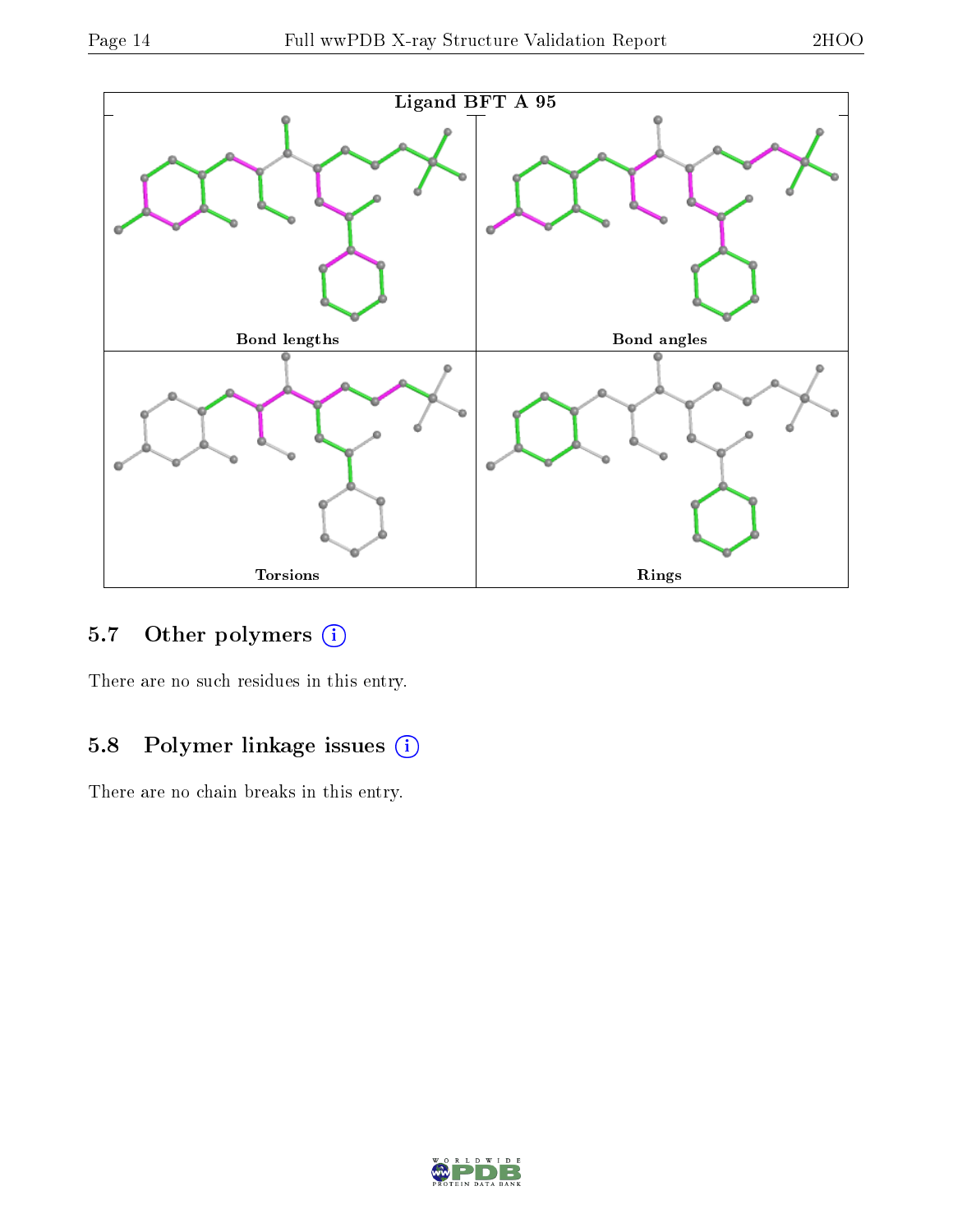Ligand BFT A 95

Bond lengths

Bond angles

Torsions

Rings

### 5.7 Other polymers (i)

There are no such residues in this entry.

### 5.8 Polymer linkage issues (i)

There are no chain breaks in this entry.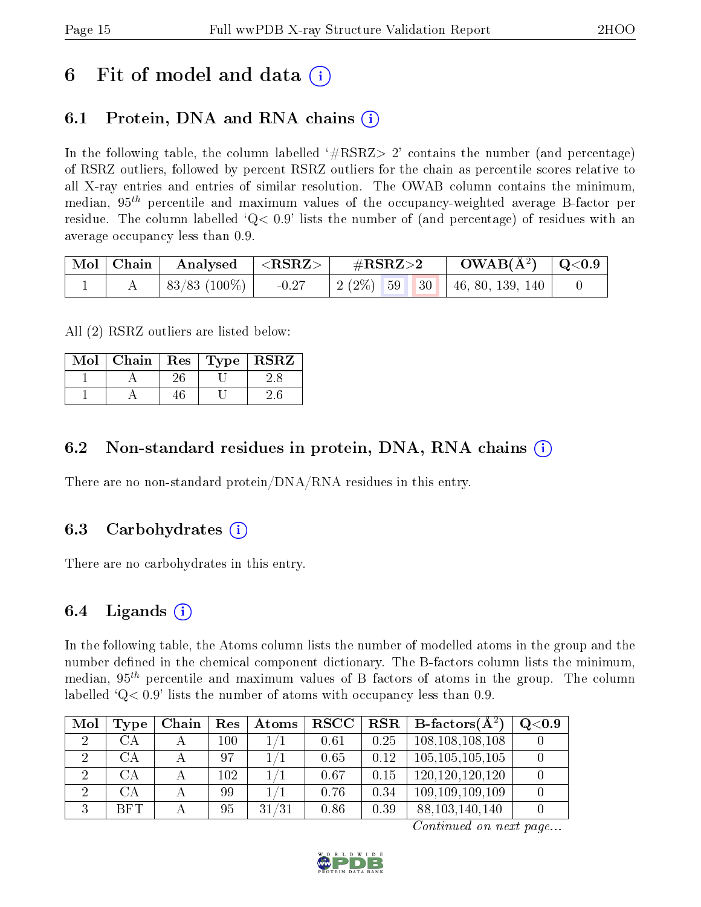# 6 Fit of model and data (i)

## 6.1 Protein, DNA and RNA chains (i)

In the following table, the column labelled '#RSRZ> 2' contains the number (and percentage) of RSRZ outliers, followed by percent RSRZ outliers for the chain as percentile scores relative to all X-ray entries and entries of similar resolution. The OWAB column contains the minimum, median, $95^{th}$ percentile and maximum values of the occupancy-weighted average B-factor per residue. The column labelled 'Q< 0.9' lists the number of (and percentage) of residues with an average occupancy less than 0.9.

| Mol | Chain | Analysed | <RSRZ> | #RSRZ>2 | | | OWAB(Å$^2$) | Q<0.9 |
|---|---|---|---|---|---|---|---|---|
| 1 | A | 83/83 (100%) | -0.27 | 2 (2%) | 59 | 30 | 46, 80, 139, 140 | 0 |

All (2) RSRZ outliers are listed below:

| Mol | Chain | Res | Type | RSRZ |
|---|---|---|---|---|
| 1 | A | 26 | U | 2.8 |
| 1 | A | 46 | U | 2.6 |

## 6.2 Non-standard residues in protein, DNA, RNA chains (i)

There are no non-standard protein/DNA/RNA residues in this entry.

## 6.3 Carbohydrates (i)

There are no carbohydrates in this entry.

## 6.4 Ligands (i)

In the following table, the Atoms column lists the number of modelled atoms in the group and the number defined in the chemical component dictionary. The B-factors column lists the minimum, median, $95^{th}$ percentile and maximum values of B factors of atoms in the group. The column labelled 'Q< 0.9' lists the number of atoms with occupancy less than 0.9.

| Mol | Type | Chain | Res | Atoms | RSCC | RSR | B-factors(Å$^2$) | Q<0.9 |
|---|---|---|---|---|---|---|---|---|
| 2 | CA | A | 100 | 1/1 | 0.61 | 0.25 | 108,108,108,108 | 0 |
| 2 | CA | A | 97 | 1/1 | 0.65 | 0.12 | 105,105,105,105 | 0 |
| 2 | CA | A | 102 | 1/1 | 0.67 | 0.15 | 120,120,120,120 | 0 |
| 2 | CA | A | 99 | 1/1 | 0.76 | 0.34 | 109,109,109,109 | 0 |
| 3 | BFT | A | 95 | 31/31 | 0.86 | 0.39 | 88,103,140,140 | 0 |

*Continued on next page...*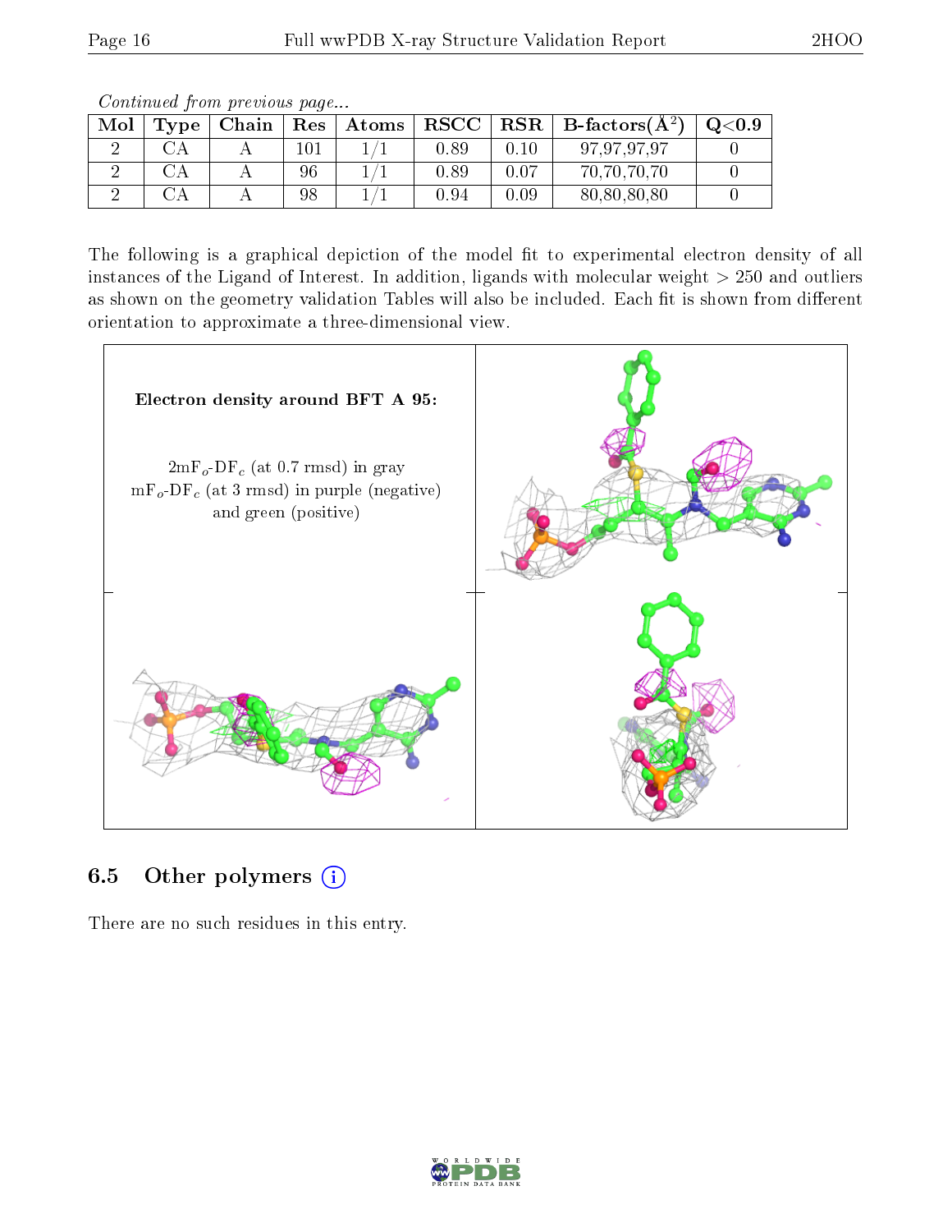*Continued from previous page...*

| Mol | Type | Chain | Res | Atoms | RSCC | RSR | B-factors($Å^2$) | Q<0.9 |
|---|---|---|---|---|---|---|---|---|
| 2 | CA | A | 101 | 1/1 | 0.89 | 0.10 | 97,97,97,97 | 0 |
| 2 | CA | A | 96 | 1/1 | 0.89 | 0.07 | 70,70,70,70 | 0 |
| 2 | CA | A | 98 | 1/1 | 0.94 | 0.09 | 80,80,80,80 | 0 |

The following is a graphical depiction of the model fit to experimental electron density of all instances of the Ligand of Interest. In addition, ligands with molecular weight > 250 and outliers as shown on the geometry validation Tables will also be included. Each fit is shown from different orientation to approximate a three-dimensional view.

**Electron density around BFT A 95:**

$2mF_o$-$DF_c$ (at 0.7 rmsd) in gray
$mF_o$-$DF_c$ (at 3 rmsd) in purple (negative) and green (positive)

## 6.5 Other polymers

There are no such residues in this entry.